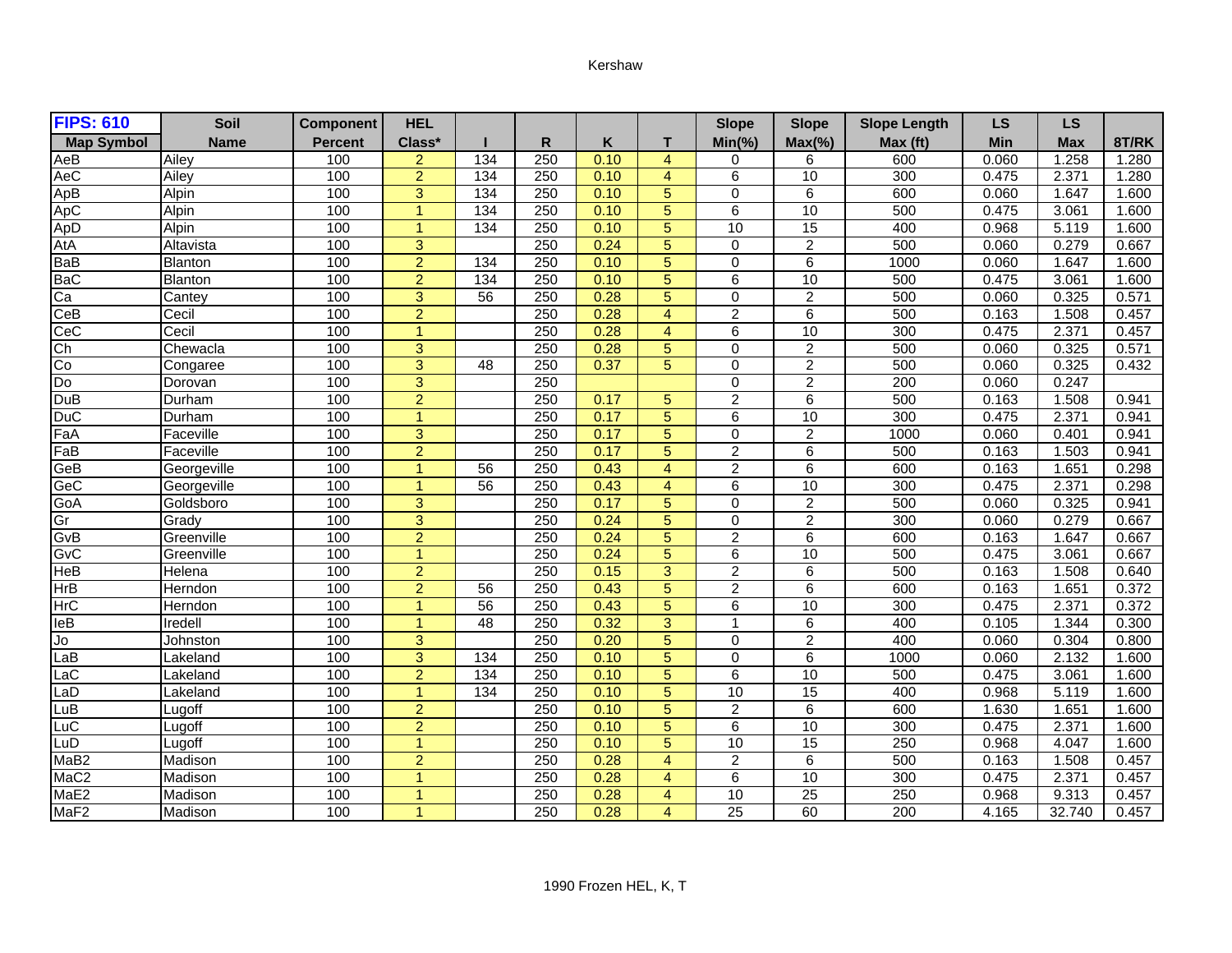Kershaw

| FIPS: 610 | Soil | Component | HEL | | | | | Slope | Slope | Slope Length | LS | LS | |
|---|---|---|---|---|---|---|---|---|---|---|---|---|---|
| Map Symbol | Name | Percent | Class* | I | R | K | T | Min(%) | Max(%) | Max (ft) | Min | Max | 8T/RK |
| AeB | Ailey | 100 | 2 | 134 | 250 | 0.10 | 4 | 0 | 6 | 600 | 0.060 | 1.258 | 1.280 |
| AeC | Ailey | 100 | 2 | 134 | 250 | 0.10 | 4 | 6 | 10 | 300 | 0.475 | 2.371 | 1.280 |
| ApB | Alpin | 100 | 3 | 134 | 250 | 0.10 | 5 | 0 | 6 | 600 | 0.060 | 1.647 | 1.600 |
| ApC | Alpin | 100 | 1 | 134 | 250 | 0.10 | 5 | 6 | 10 | 500 | 0.475 | 3.061 | 1.600 |
| ApD | Alpin | 100 | 1 | 134 | 250 | 0.10 | 5 | 10 | 15 | 400 | 0.968 | 5.119 | 1.600 |
| AtA | Altavista | 100 | 3 | | 250 | 0.24 | 5 | 0 | 2 | 500 | 0.060 | 0.279 | 0.667 |
| BaB | Blanton | 100 | 2 | 134 | 250 | 0.10 | 5 | 0 | 6 | 1000 | 0.060 | 1.647 | 1.600 |
| BaC | Blanton | 100 | 2 | 134 | 250 | 0.10 | 5 | 6 | 10 | 500 | 0.475 | 3.061 | 1.600 |
| Ca | Cantey | 100 | 3 | 56 | 250 | 0.28 | 5 | 0 | 2 | 500 | 0.060 | 0.325 | 0.571 |
| CeB | Cecil | 100 | 2 | | 250 | 0.28 | 4 | 2 | 6 | 500 | 0.163 | 1.508 | 0.457 |
| CeC | Cecil | 100 | 1 | | 250 | 0.28 | 4 | 6 | 10 | 300 | 0.475 | 2.371 | 0.457 |
| Ch | Chewacla | 100 | 3 | | 250 | 0.28 | 5 | 0 | 2 | 500 | 0.060 | 0.325 | 0.571 |
| Co | Congaree | 100 | 3 | 48 | 250 | 0.37 | 5 | 0 | 2 | 500 | 0.060 | 0.325 | 0.432 |
| Do | Dorovan | 100 | 3 | | 250 | | | 0 | 2 | 200 | 0.060 | 0.247 | |
| DuB | Durham | 100 | 2 | | 250 | 0.17 | 5 | 2 | 6 | 500 | 0.163 | 1.508 | 0.941 |
| DuC | Durham | 100 | 1 | | 250 | 0.17 | 5 | 6 | 10 | 300 | 0.475 | 2.371 | 0.941 |
| FaA | Faceville | 100 | 3 | | 250 | 0.17 | 5 | 0 | 2 | 1000 | 0.060 | 0.401 | 0.941 |
| FaB | Faceville | 100 | 2 | | 250 | 0.17 | 5 | 2 | 6 | 500 | 0.163 | 1.503 | 0.941 |
| GeB | Georgeville | 100 | 1 | 56 | 250 | 0.43 | 4 | 2 | 6 | 600 | 0.163 | 1.651 | 0.298 |
| GeC | Georgeville | 100 | 1 | 56 | 250 | 0.43 | 4 | 6 | 10 | 300 | 0.475 | 2.371 | 0.298 |
| GoA | Goldsboro | 100 | 3 | | 250 | 0.17 | 5 | 0 | 2 | 500 | 0.060 | 0.325 | 0.941 |
| Gr | Grady | 100 | 3 | | 250 | 0.24 | 5 | 0 | 2 | 300 | 0.060 | 0.279 | 0.667 |
| GvB | Greenville | 100 | 2 | | 250 | 0.24 | 5 | 2 | 6 | 600 | 0.163 | 1.647 | 0.667 |
| GvC | Greenville | 100 | 1 | | 250 | 0.24 | 5 | 6 | 10 | 500 | 0.475 | 3.061 | 0.667 |
| HeB | Helena | 100 | 2 | | 250 | 0.15 | 3 | 2 | 6 | 500 | 0.163 | 1.508 | 0.640 |
| HrB | Herndon | 100 | 2 | 56 | 250 | 0.43 | 5 | 2 | 6 | 600 | 0.163 | 1.651 | 0.372 |
| HrC | Herndon | 100 | 1 | 56 | 250 | 0.43 | 5 | 6 | 10 | 300 | 0.475 | 2.371 | 0.372 |
| IeB | Iredell | 100 | 1 | 48 | 250 | 0.32 | 3 | 1 | 6 | 400 | 0.105 | 1.344 | 0.300 |
| Jo | Johnston | 100 | 3 | | 250 | 0.20 | 5 | 0 | 2 | 400 | 0.060 | 0.304 | 0.800 |
| LaB | Lakeland | 100 | 3 | 134 | 250 | 0.10 | 5 | 0 | 6 | 1000 | 0.060 | 2.132 | 1.600 |
| LaC | Lakeland | 100 | 2 | 134 | 250 | 0.10 | 5 | 6 | 10 | 500 | 0.475 | 3.061 | 1.600 |
| LaD | Lakeland | 100 | 1 | 134 | 250 | 0.10 | 5 | 10 | 15 | 400 | 0.968 | 5.119 | 1.600 |
| LuB | Lugoff | 100 | 2 | | 250 | 0.10 | 5 | 2 | 6 | 600 | 1.630 | 1.651 | 1.600 |
| LuC | Lugoff | 100 | 2 | | 250 | 0.10 | 5 | 6 | 10 | 300 | 0.475 | 2.371 | 1.600 |
| LuD | Lugoff | 100 | 1 | | 250 | 0.10 | 5 | 10 | 15 | 250 | 0.968 | 4.047 | 1.600 |
| MaB2 | Madison | 100 | 2 | | 250 | 0.28 | 4 | 2 | 6 | 500 | 0.163 | 1.508 | 0.457 |
| MaC2 | Madison | 100 | 1 | | 250 | 0.28 | 4 | 6 | 10 | 300 | 0.475 | 2.371 | 0.457 |
| MaE2 | Madison | 100 | 1 | | 250 | 0.28 | 4 | 10 | 25 | 250 | 0.968 | 9.313 | 0.457 |
| MaF2 | Madison | 100 | 1 | | 250 | 0.28 | 4 | 25 | 60 | 200 | 4.165 | 32.740 | 0.457 |

1990 Frozen HEL, K, T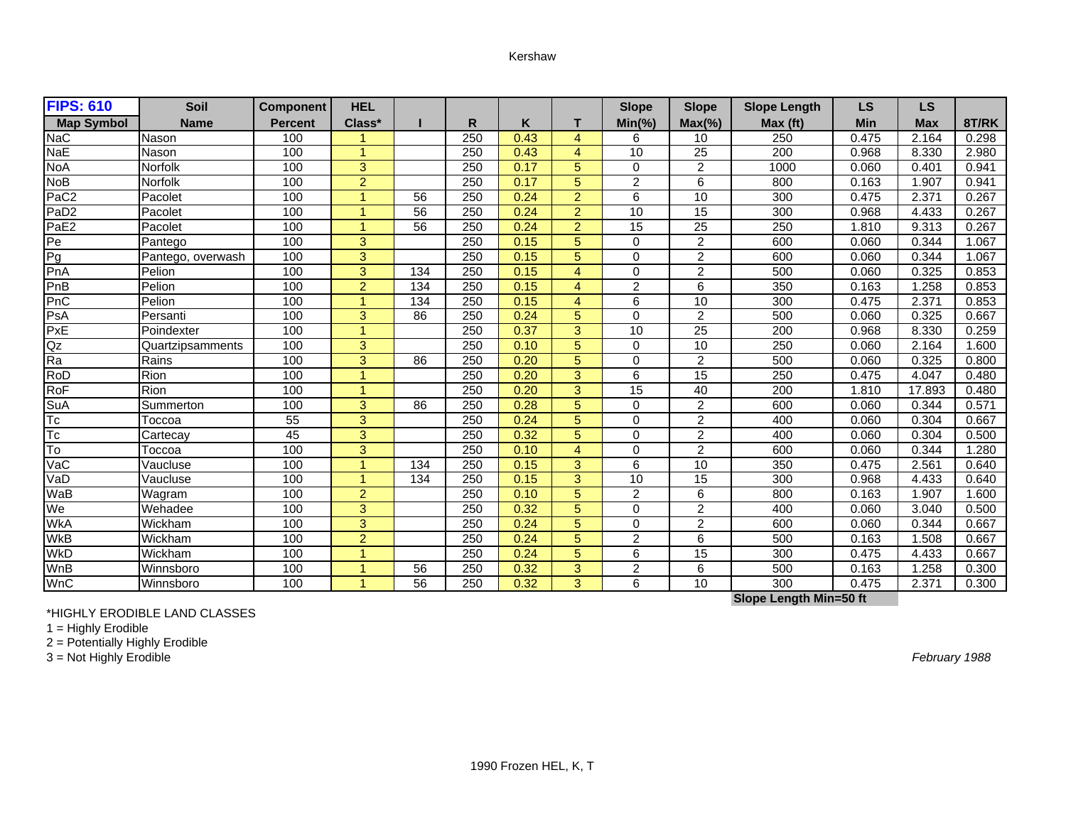Kershaw

| FIPS: 610 | Soil | Component | HEL | | | | | Slope | Slope | Slope Length | LS | LS | |
|---|---|---|---|---|---|---|---|---|---|---|---|---|---|
| Map Symbol | Name | Percent | Class* | I | R | K | T | Min(%) | Max(%) | Max (ft) | Min | Max | 8T/RK |
| NaC | Nason | 100 | 1 | | 250 | 0.43 | 4 | 6 | 10 | 250 | 0.475 | 2.164 | 0.298 |
| NaE | Nason | 100 | 1 | | 250 | 0.43 | 4 | 10 | 25 | 200 | 0.968 | 8.330 | 2.980 |
| NoA | Norfolk | 100 | 3 | | 250 | 0.17 | 5 | 0 | 2 | 1000 | 0.060 | 0.401 | 0.941 |
| NoB | Norfolk | 100 | 2 | | 250 | 0.17 | 5 | 2 | 6 | 800 | 0.163 | 1.907 | 0.941 |
| PaC2 | Pacolet | 100 | 1 | 56 | 250 | 0.24 | 2 | 6 | 10 | 300 | 0.475 | 2.371 | 0.267 |
| PaD2 | Pacolet | 100 | 1 | 56 | 250 | 0.24 | 2 | 10 | 15 | 300 | 0.968 | 4.433 | 0.267 |
| PaE2 | Pacolet | 100 | 1 | 56 | 250 | 0.24 | 2 | 15 | 25 | 250 | 1.810 | 9.313 | 0.267 |
| Pe | Pantego | 100 | 3 | | 250 | 0.15 | 5 | 0 | 2 | 600 | 0.060 | 0.344 | 1.067 |
| Pg | Pantego, overwash | 100 | 3 | | 250 | 0.15 | 5 | 0 | 2 | 600 | 0.060 | 0.344 | 1.067 |
| PnA | Pelion | 100 | 3 | 134 | 250 | 0.15 | 4 | 0 | 2 | 500 | 0.060 | 0.325 | 0.853 |
| PnB | Pelion | 100 | 2 | 134 | 250 | 0.15 | 4 | 2 | 6 | 350 | 0.163 | 1.258 | 0.853 |
| PnC | Pelion | 100 | 1 | 134 | 250 | 0.15 | 4 | 6 | 10 | 300 | 0.475 | 2.371 | 0.853 |
| PsA | Persanti | 100 | 3 | 86 | 250 | 0.24 | 5 | 0 | 2 | 500 | 0.060 | 0.325 | 0.667 |
| PxE | Poindexter | 100 | 1 | | 250 | 0.37 | 3 | 10 | 25 | 200 | 0.968 | 8.330 | 0.259 |
| Qz | Quartzipsamments | 100 | 3 | | 250 | 0.10 | 5 | 0 | 10 | 250 | 0.060 | 2.164 | 1.600 |
| Ra | Rains | 100 | 3 | 86 | 250 | 0.20 | 5 | 0 | 2 | 500 | 0.060 | 0.325 | 0.800 |
| RoD | Rion | 100 | 1 | | 250 | 0.20 | 3 | 6 | 15 | 250 | 0.475 | 4.047 | 0.480 |
| RoF | Rion | 100 | 1 | | 250 | 0.20 | 3 | 15 | 40 | 200 | 1.810 | 17.893 | 0.480 |
| SuA | Summerton | 100 | 3 | 86 | 250 | 0.28 | 5 | 0 | 2 | 600 | 0.060 | 0.344 | 0.571 |
| Tc | Toccoa | 55 | 3 | | 250 | 0.24 | 5 | 0 | 2 | 400 | 0.060 | 0.304 | 0.667 |
| Tc | Cartecay | 45 | 3 | | 250 | 0.32 | 5 | 0 | 2 | 400 | 0.060 | 0.304 | 0.500 |
| To | Toccoa | 100 | 3 | | 250 | 0.10 | 4 | 0 | 2 | 600 | 0.060 | 0.344 | 1.280 |
| VaC | Vaucluse | 100 | 1 | 134 | 250 | 0.15 | 3 | 6 | 10 | 350 | 0.475 | 2.561 | 0.640 |
| VaD | Vaucluse | 100 | 1 | 134 | 250 | 0.15 | 3 | 10 | 15 | 300 | 0.968 | 4.433 | 0.640 |
| WaB | Wagram | 100 | 2 | | 250 | 0.10 | 5 | 2 | 6 | 800 | 0.163 | 1.907 | 1.600 |
| We | Wehadee | 100 | 3 | | 250 | 0.32 | 5 | 0 | 2 | 400 | 0.060 | 3.040 | 0.500 |
| WkA | Wickham | 100 | 3 | | 250 | 0.24 | 5 | 0 | 2 | 600 | 0.060 | 0.344 | 0.667 |
| WkB | Wickham | 100 | 2 | | 250 | 0.24 | 5 | 2 | 6 | 500 | 0.163 | 1.508 | 0.667 |
| WkD | Wickham | 100 | 1 | | 250 | 0.24 | 5 | 6 | 15 | 300 | 0.475 | 4.433 | 0.667 |
| WnB | Winnsboro | 100 | 1 | 56 | 250 | 0.32 | 3 | 2 | 6 | 500 | 0.163 | 1.258 | 0.300 |
| WnC | Winnsboro | 100 | 1 | 56 | 250 | 0.32 | 3 | 6 | 10 | 300 | 0.475 | 2.371 | 0.300 |

**Slope Length Min=50 ft**

*HIGHLY ERODIBLE LAND CLASSES

1 = Highly Erodible

2 = Potentially Highly Erodible

3 = Not Highly Erodible

*February 1988*

1990 Frozen HEL, K, T